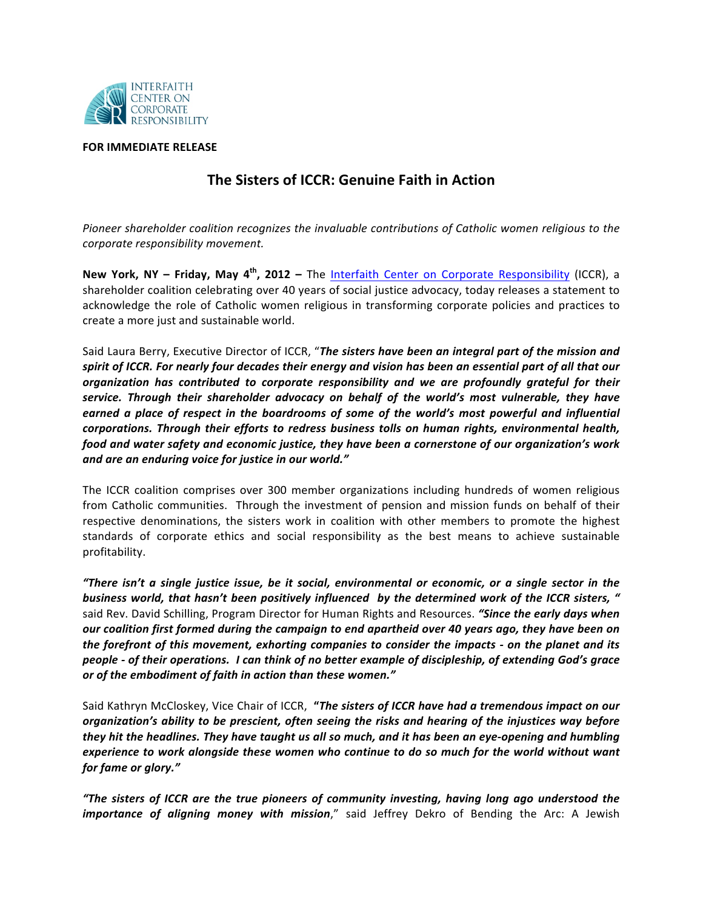INTERFAITH CENTER ON CORPORATE RESPONSIBILITY

**FOR IMMEDIATE RELEASE**

# The Sisters of ICCR: Genuine Faith in Action

*Pioneer shareholder coalition recognizes the invaluable contributions of Catholic women religious to the corporate responsibility movement.*

**New York, NY – Friday, May 4th, 2012 –** The Interfaith Center on Corporate Responsibility (ICCR), a shareholder coalition celebrating over 40 years of social justice advocacy, today releases a statement to acknowledge the role of Catholic women religious in transforming corporate policies and practices to create a more just and sustainable world.

Said Laura Berry, Executive Director of ICCR, "***The sisters have been an integral part of the mission and spirit of ICCR. For nearly four decades their energy and vision has been an essential part of all that our organization has contributed to corporate responsibility and we are profoundly grateful for their service. Through their shareholder advocacy on behalf of the world's most vulnerable, they have earned a place of respect in the boardrooms of some of the world's most powerful and influential corporations. Through their efforts to redress business tolls on human rights, environmental health, food and water safety and economic justice, they have been a cornerstone of our organization's work and are an enduring voice for justice in our world."***

The ICCR coalition comprises over 300 member organizations including hundreds of women religious from Catholic communities. Through the investment of pension and mission funds on behalf of their respective denominations, the sisters work in coalition with other members to promote the highest standards of corporate ethics and social responsibility as the best means to achieve sustainable profitability.

***"There isn't a single justice issue, be it social, environmental or economic, or a single sector in the business world, that hasn't been positively influenced by the determined work of the ICCR sisters, "*** said Rev. David Schilling, Program Director for Human Rights and Resources. ***"Since the early days when our coalition first formed during the campaign to end apartheid over 40 years ago, they have been on the forefront of this movement, exhorting companies to consider the impacts - on the planet and its people - of their operations. I can think of no better example of discipleship, of extending God's grace or of the embodiment of faith in action than these women."***

Said Kathryn McCloskey, Vice Chair of ICCR, **"*The sisters of ICCR have had a tremendous impact on our organization's ability to be prescient, often seeing the risks and hearing of the injustices way before they hit the headlines. They have taught us all so much, and it has been an eye-opening and humbling experience to work alongside these women who continue to do so much for the world without want for fame or glory."***

***"The sisters of ICCR are the true pioneers of community investing, having long ago understood the importance of aligning money with mission***," said Jeffrey Dekro of Bending the Arc: A Jewish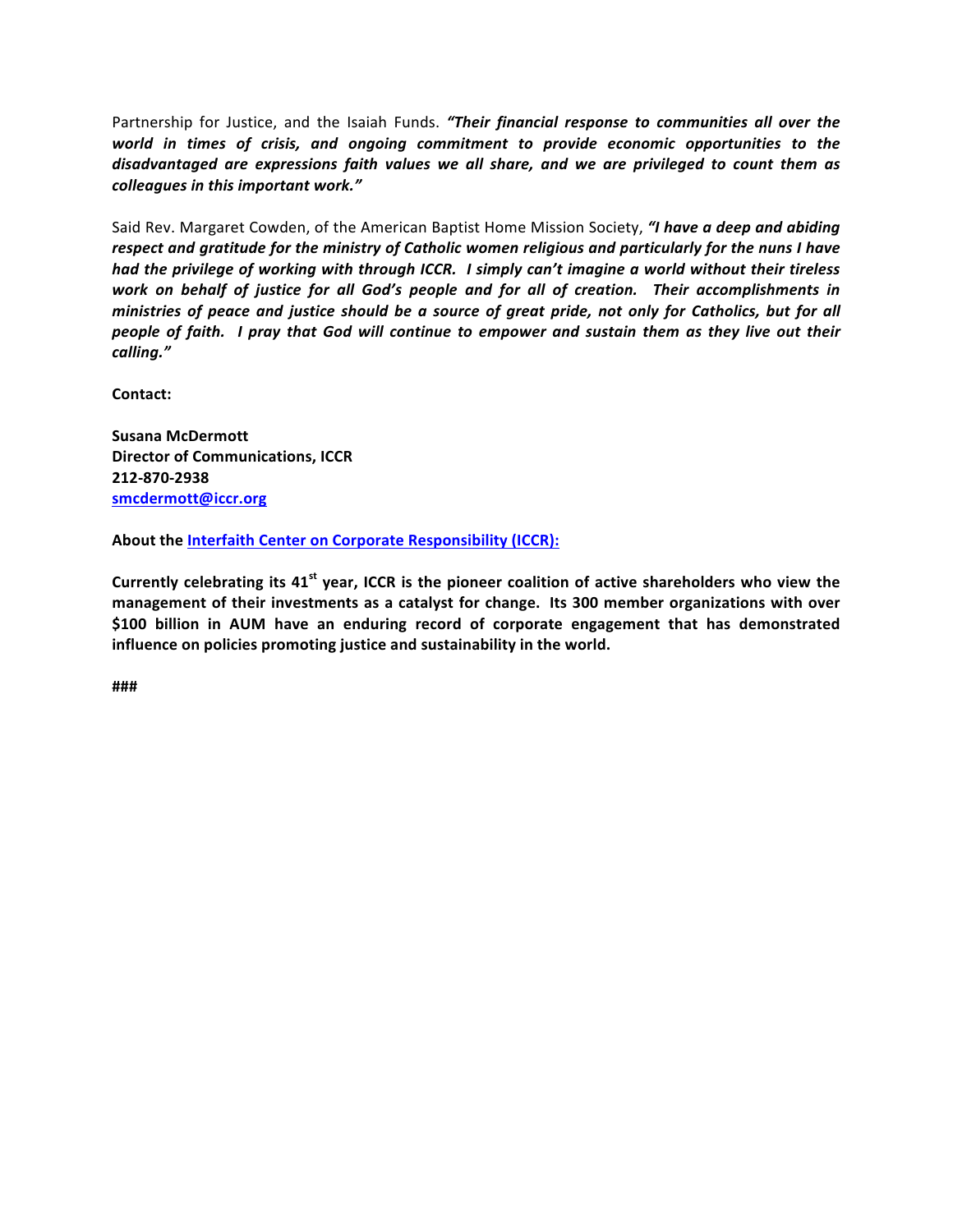Partnership for Justice, and the Isaiah Funds. ***"Their financial response to communities all over the world in times of crisis, and ongoing commitment to provide economic opportunities to the disadvantaged are expressions faith values we all share, and we are privileged to count them as colleagues in this important work."***

Said Rev. Margaret Cowden, of the American Baptist Home Mission Society, ***"I have a deep and abiding respect and gratitude for the ministry of Catholic women religious and particularly for the nuns I have had the privilege of working with through ICCR. I simply can't imagine a world without their tireless work on behalf of justice for all God's people and for all of creation. Their accomplishments in ministries of peace and justice should be a source of great pride, not only for Catholics, but for all people of faith. I pray that God will continue to empower and sustain them as they live out their calling."***

**Contact:**

**Susana McDermott**
**Director of Communications, ICCR**
**212-870-2938**
**[smcdermott@iccr.org](mailto:smcdermott@iccr.org)**

**About the [Interfaith Center on Corporate Responsibility (ICCR):]()**

**Currently celebrating its 41st year, ICCR is the pioneer coalition of active shareholders who view the management of their investments as a catalyst for change. Its 300 member organizations with over $100 billion in AUM have an enduring record of corporate engagement that has demonstrated influence on policies promoting justice and sustainability in the world.**

###